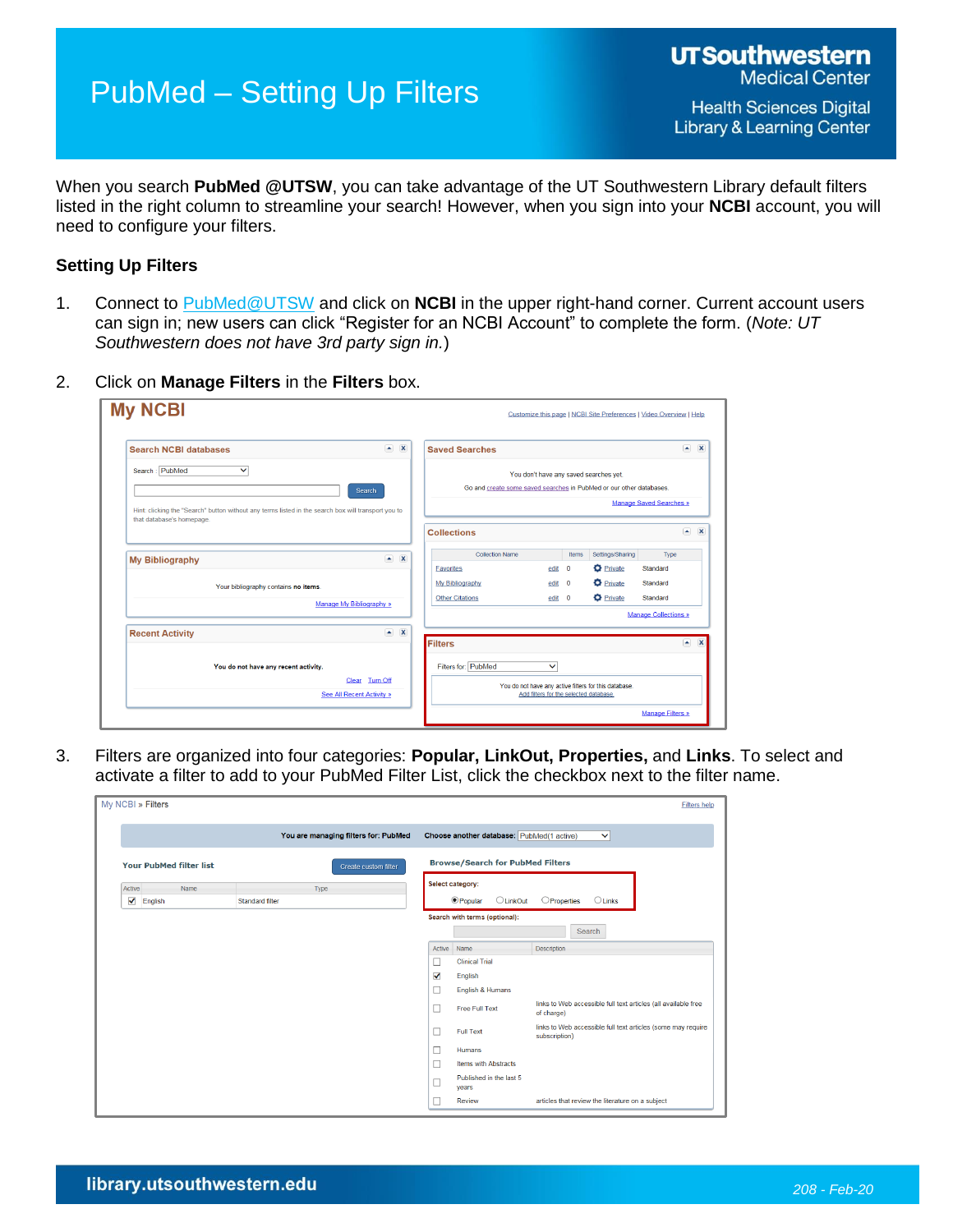# PubMed – Setting Up Filters

When you search **PubMed @UTSW**, you can take advantage of the UT Southwestern Library default filters listed in the right column to streamline your search! However, when you sign into your **NCBI** account, you will need to configure your filters.

## Setting Up Filters

1. Connect to PubMed@UTSW and click on **NCBI** in the upper right-hand corner. Current account users can sign in; new users can click "Register for an NCBI Account" to complete the form. (*Note: UT Southwestern does not have 3rd party sign in.*)

2. Click on **Manage Filters** in the **Filters** box.

3. Filters are organized into four categories: **Popular, LinkOut, Properties,** and **Links**. To select and activate a filter to add to your PubMed Filter List, click the checkbox next to the filter name.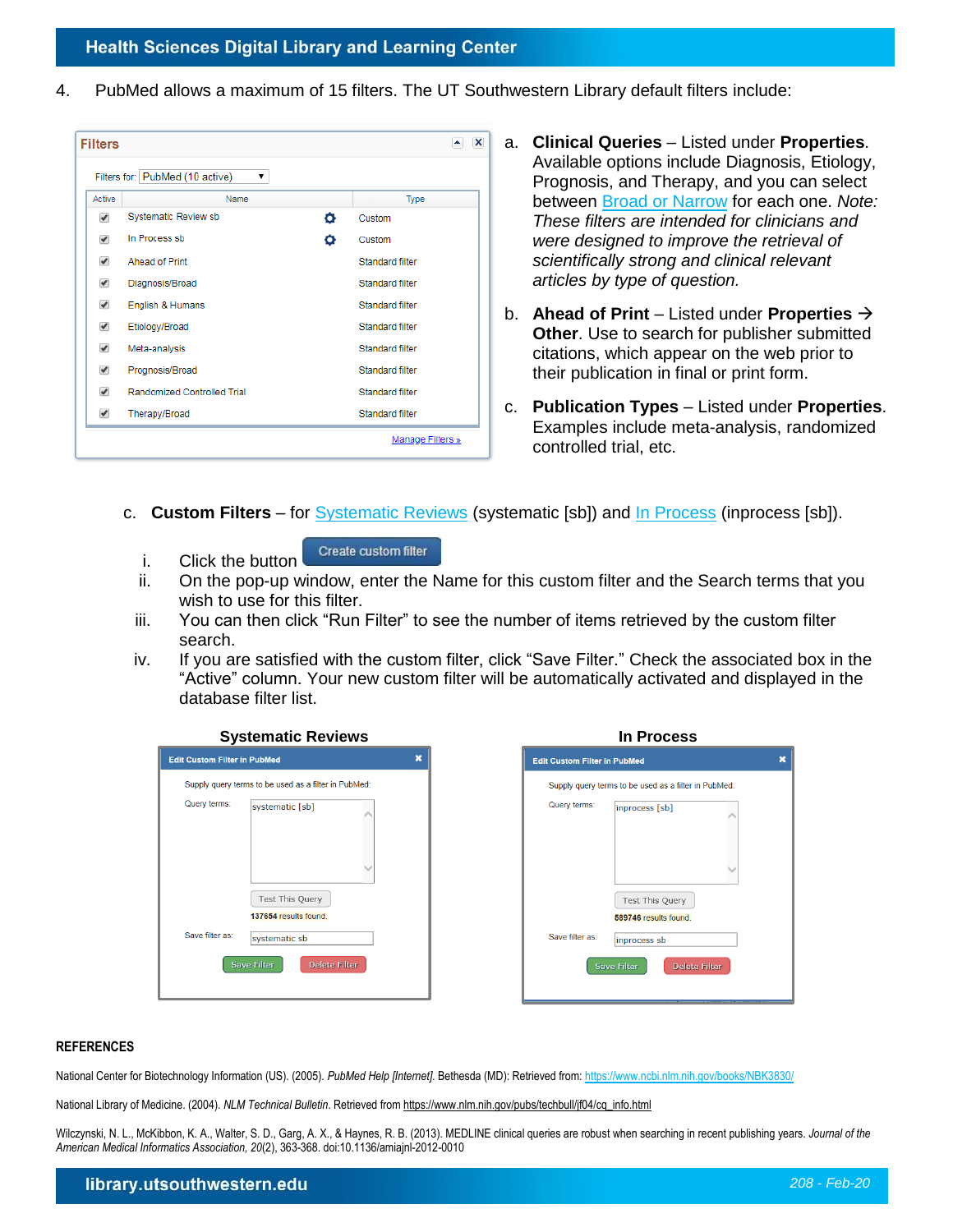4. PubMed allows a maximum of 15 filters. The UT Southwestern Library default filters include:

**Filters**

Filters for: PubMed (10 active)

| Active | Name | Type |
|---|---|---|
| ✔ | Systematic Review sb | Custom |
| ✔ | In Process sb | Custom |
| ✔ | Ahead of Print | Standard filter |
| ✔ | Diagnosis/Broad | Standard filter |
| ✔ | English & Humans | Standard filter |
| ✔ | Etiology/Broad | Standard filter |
| ✔ | Meta-analysis | Standard filter |
| ✔ | Prognosis/Broad | Standard filter |
| ✔ | Randomized Controlled Trial | Standard filter |
| ✔ | Therapy/Broad | Standard filter |

Manage Filters »

a. **Clinical Queries** – Listed under **Properties**. Available options include Diagnosis, Etiology, Prognosis, and Therapy, and you can select between Broad or Narrow for each one. *Note: These filters are intended for clinicians and were designed to improve the retrieval of scientifically strong and clinical relevant articles by type of question.*

b. **Ahead of Print** – Listed under **Properties → Other**. Use to search for publisher submitted citations, which appear on the web prior to their publication in final or print form.

c. **Publication Types** – Listed under **Properties**. Examples include meta-analysis, randomized controlled trial, etc.

c. **Custom Filters** – for Systematic Reviews (systematic [sb]) and In Process (inprocess [sb]).

i. Click the button Create custom filter

ii. On the pop-up window, enter the Name for this custom filter and the Search terms that you wish to use for this filter.

iii. You can then click "Run Filter" to see the number of items retrieved by the custom filter search.

iv. If you are satisfied with the custom filter, click "Save Filter." Check the associated box in the "Active" column. Your new custom filter will be automatically activated and displayed in the database filter list.

**Systematic Reviews**

Edit Custom Filter in PubMed

Supply query terms to be used as a filter in PubMed:

Query terms: systematic [sb]

Test This Query

137654 results found.

Save filter as: systematic sb

Save Filter | Delete Filter

**In Process**

Edit Custom Filter in PubMed

Supply query terms to be used as a filter in PubMed:

Query terms: inprocess [sb]

Test This Query

589746 results found.

Save filter as: inprocess sb

Save Filter | Delete Filter

## REFERENCES

National Center for Biotechnology Information (US). (2005). *PubMed Help [Internet]*. Bethesda (MD): Retrieved from: https://www.ncbi.nlm.nih.gov/books/NBK3830/

National Library of Medicine. (2004). *NLM Technical Bulletin*. Retrieved from https://www.nlm.nih.gov/pubs/techbull/jf04/cq_info.html

Wilczynski, N. L., McKibbon, K. A., Walter, S. D., Garg, A. X., & Haynes, R. B. (2013). MEDLINE clinical queries are robust when searching in recent publishing years. *Journal of the American Medical Informatics Association, 20*(2), 363-368. doi:10.1136/amiajnl-2012-0010